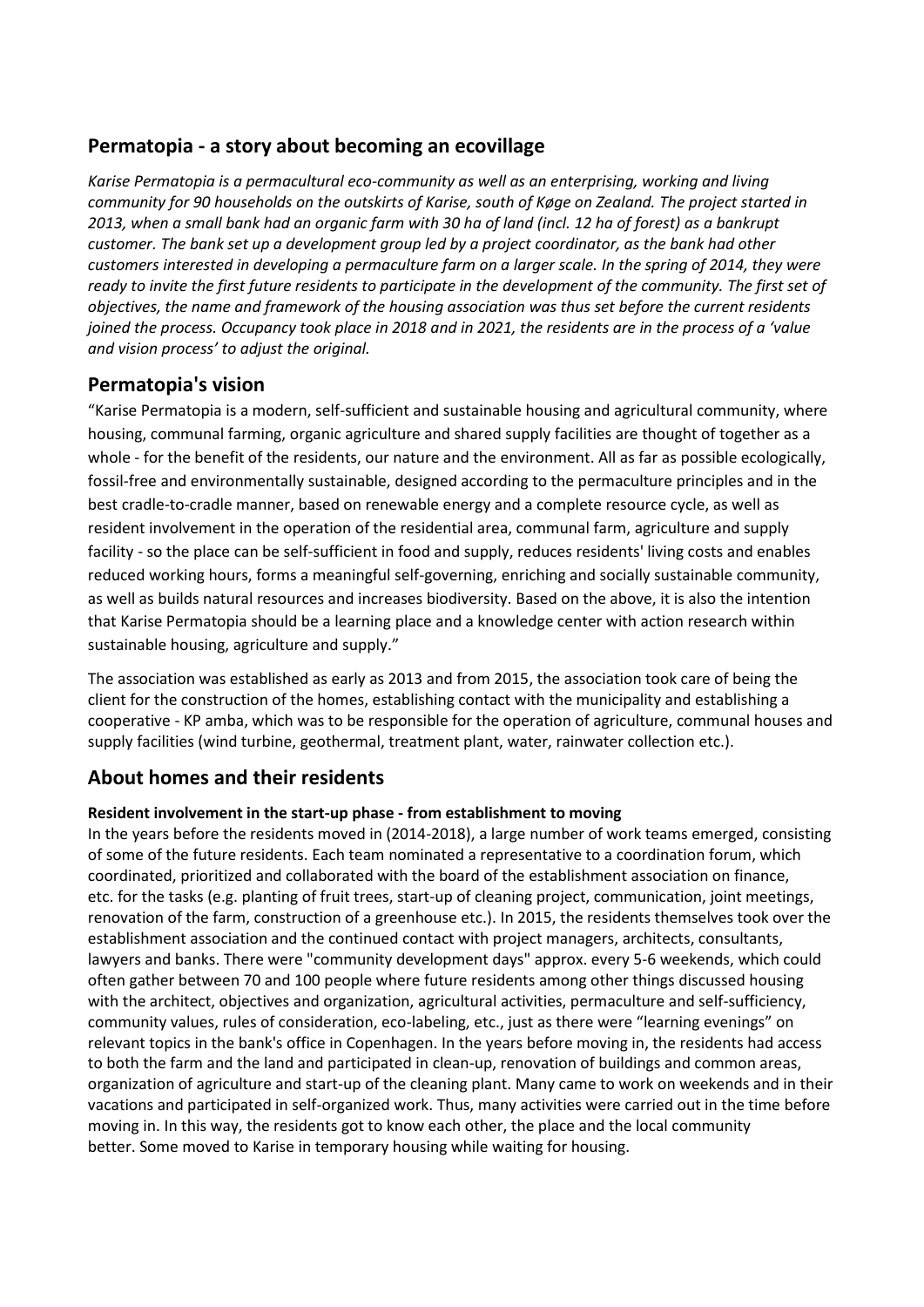## Permatopia - a story about becoming an ecovillage

*Karise Permatopia is a permacultural eco-community as well as an enterprising, working and living community for 90 households on the outskirts of Karise, south of Køge on Zealand. The project started in 2013, when a small bank had an organic farm with 30 ha of land (incl. 12 ha of forest) as a bankrupt customer. The bank set up a development group led by a project coordinator, as the bank had other customers interested in developing a permaculture farm on a larger scale. In the spring of 2014, they were ready to invite the first future residents to participate in the development of the community. The first set of objectives, the name and framework of the housing association was thus set before the current residents joined the process. Occupancy took place in 2018 and in 2021, the residents are in the process of a 'value and vision process' to adjust the original.*

## Permatopia's vision

"Karise Permatopia is a modern, self-sufficient and sustainable housing and agricultural community, where housing, communal farming, organic agriculture and shared supply facilities are thought of together as a whole - for the benefit of the residents, our nature and the environment. All as far as possible ecologically, fossil-free and environmentally sustainable, designed according to the permaculture principles and in the best cradle-to-cradle manner, based on renewable energy and a complete resource cycle, as well as resident involvement in the operation of the residential area, communal farm, agriculture and supply facility - so the place can be self-sufficient in food and supply, reduces residents' living costs and enables reduced working hours, forms a meaningful self-governing, enriching and socially sustainable community, as well as builds natural resources and increases biodiversity. Based on the above, it is also the intention that Karise Permatopia should be a learning place and a knowledge center with action research within sustainable housing, agriculture and supply."

The association was established as early as 2013 and from 2015, the association took care of being the client for the construction of the homes, establishing contact with the municipality and establishing a cooperative - KP amba, which was to be responsible for the operation of agriculture, communal houses and supply facilities (wind turbine, geothermal, treatment plant, water, rainwater collection etc.).

## About homes and their residents

**Resident involvement in the start-up phase - from establishment to moving**

In the years before the residents moved in (2014-2018), a large number of work teams emerged, consisting of some of the future residents. Each team nominated a representative to a coordination forum, which coordinated, prioritized and collaborated with the board of the establishment association on finance, etc. for the tasks (e.g. planting of fruit trees, start-up of cleaning project, communication, joint meetings, renovation of the farm, construction of a greenhouse etc.). In 2015, the residents themselves took over the establishment association and the continued contact with project managers, architects, consultants, lawyers and banks. There were "community development days" approx. every 5-6 weekends, which could often gather between 70 and 100 people where future residents among other things discussed housing with the architect, objectives and organization, agricultural activities, permaculture and self-sufficiency, community values, rules of consideration, eco-labeling, etc., just as there were "learning evenings" on relevant topics in the bank's office in Copenhagen. In the years before moving in, the residents had access to both the farm and the land and participated in clean-up, renovation of buildings and common areas, organization of agriculture and start-up of the cleaning plant. Many came to work on weekends and in their vacations and participated in self-organized work. Thus, many activities were carried out in the time before moving in. In this way, the residents got to know each other, the place and the local community better. Some moved to Karise in temporary housing while waiting for housing.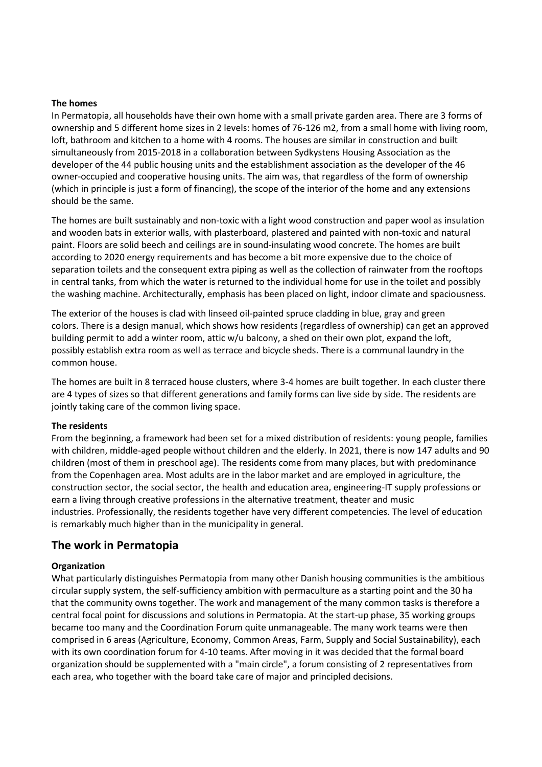**The homes**

In Permatopia, all households have their own home with a small private garden area. There are 3 forms of ownership and 5 different home sizes in 2 levels: homes of 76-126 m2, from a small home with living room, loft, bathroom and kitchen to a home with 4 rooms. The houses are similar in construction and built simultaneously from 2015-2018 in a collaboration between Sydkystens Housing Association as the developer of the 44 public housing units and the establishment association as the developer of the 46 owner-occupied and cooperative housing units. The aim was, that regardless of the form of ownership (which in principle is just a form of financing), the scope of the interior of the home and any extensions should be the same.

The homes are built sustainably and non-toxic with a light wood construction and paper wool as insulation and wooden bats in exterior walls, with plasterboard, plastered and painted with non-toxic and natural paint. Floors are solid beech and ceilings are in sound-insulating wood concrete. The homes are built according to 2020 energy requirements and has become a bit more expensive due to the choice of separation toilets and the consequent extra piping as well as the collection of rainwater from the rooftops in central tanks, from which the water is returned to the individual home for use in the toilet and possibly the washing machine. Architecturally, emphasis has been placed on light, indoor climate and spaciousness.

The exterior of the houses is clad with linseed oil-painted spruce cladding in blue, gray and green colors. There is a design manual, which shows how residents (regardless of ownership) can get an approved building permit to add a winter room, attic w/u balcony, a shed on their own plot, expand the loft, possibly establish extra room as well as terrace and bicycle sheds. There is a communal laundry in the common house.

The homes are built in 8 terraced house clusters, where 3-4 homes are built together. In each cluster there are 4 types of sizes so that different generations and family forms can live side by side. The residents are jointly taking care of the common living space.

**The residents**

From the beginning, a framework had been set for a mixed distribution of residents: young people, families with children, middle-aged people without children and the elderly. In 2021, there is now 147 adults and 90 children (most of them in preschool age). The residents come from many places, but with predominance from the Copenhagen area. Most adults are in the labor market and are employed in agriculture, the construction sector, the social sector, the health and education area, engineering-IT supply professions or earn a living through creative professions in the alternative treatment, theater and music industries. Professionally, the residents together have very different competencies. The level of education is remarkably much higher than in the municipality in general.

## The work in Permatopia

**Organization**

What particularly distinguishes Permatopia from many other Danish housing communities is the ambitious circular supply system, the self-sufficiency ambition with permaculture as a starting point and the 30 ha that the community owns together. The work and management of the many common tasks is therefore a central focal point for discussions and solutions in Permatopia. At the start-up phase, 35 working groups became too many and the Coordination Forum quite unmanageable. The many work teams were then comprised in 6 areas (Agriculture, Economy, Common Areas, Farm, Supply and Social Sustainability), each with its own coordination forum for 4-10 teams. After moving in it was decided that the formal board organization should be supplemented with a "main circle", a forum consisting of 2 representatives from each area, who together with the board take care of major and principled decisions.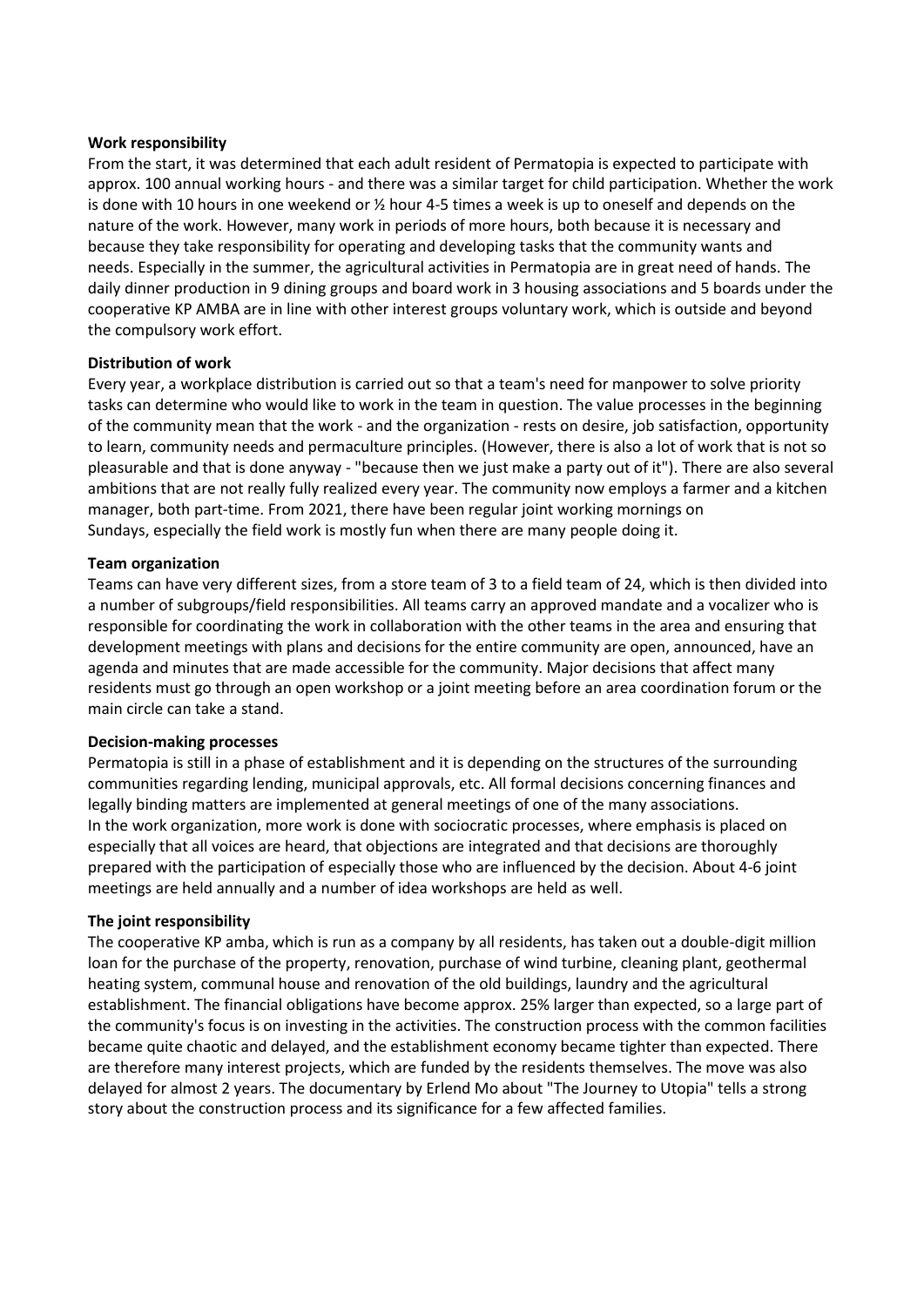**Work responsibility**

From the start, it was determined that each adult resident of Permatopia is expected to participate with approx. 100 annual working hours - and there was a similar target for child participation. Whether the work is done with 10 hours in one weekend or ½ hour 4-5 times a week is up to oneself and depends on the nature of the work. However, many work in periods of more hours, both because it is necessary and because they take responsibility for operating and developing tasks that the community wants and needs. Especially in the summer, the agricultural activities in Permatopia are in great need of hands. The daily dinner production in 9 dining groups and board work in 3 housing associations and 5 boards under the cooperative KP AMBA are in line with other interest groups voluntary work, which is outside and beyond the compulsory work effort.

**Distribution of work**

Every year, a workplace distribution is carried out so that a team's need for manpower to solve priority tasks can determine who would like to work in the team in question. The value processes in the beginning of the community mean that the work - and the organization - rests on desire, job satisfaction, opportunity to learn, community needs and permaculture principles. (However, there is also a lot of work that is not so pleasurable and that is done anyway - "because then we just make a party out of it"). There are also several ambitions that are not really fully realized every year. The community now employs a farmer and a kitchen manager, both part-time. From 2021, there have been regular joint working mornings on Sundays, especially the field work is mostly fun when there are many people doing it.

**Team organization**

Teams can have very different sizes, from a store team of 3 to a field team of 24, which is then divided into a number of subgroups/field responsibilities. All teams carry an approved mandate and a vocalizer who is responsible for coordinating the work in collaboration with the other teams in the area and ensuring that development meetings with plans and decisions for the entire community are open, announced, have an agenda and minutes that are made accessible for the community. Major decisions that affect many residents must go through an open workshop or a joint meeting before an area coordination forum or the main circle can take a stand.

**Decision-making processes**

Permatopia is still in a phase of establishment and it is depending on the structures of the surrounding communities regarding lending, municipal approvals, etc. All formal decisions concerning finances and legally binding matters are implemented at general meetings of one of the many associations.
In the work organization, more work is done with sociocratic processes, where emphasis is placed on especially that all voices are heard, that objections are integrated and that decisions are thoroughly prepared with the participation of especially those who are influenced by the decision. About 4-6 joint meetings are held annually and a number of idea workshops are held as well.

**The joint responsibility**

The cooperative KP amba, which is run as a company by all residents, has taken out a double-digit million loan for the purchase of the property, renovation, purchase of wind turbine, cleaning plant, geothermal heating system, communal house and renovation of the old buildings, laundry and the agricultural establishment. The financial obligations have become approx. 25% larger than expected, so a large part of the community's focus is on investing in the activities. The construction process with the common facilities became quite chaotic and delayed, and the establishment economy became tighter than expected. There are therefore many interest projects, which are funded by the residents themselves. The move was also delayed for almost 2 years. The documentary by Erlend Mo about "The Journey to Utopia" tells a strong story about the construction process and its significance for a few affected families.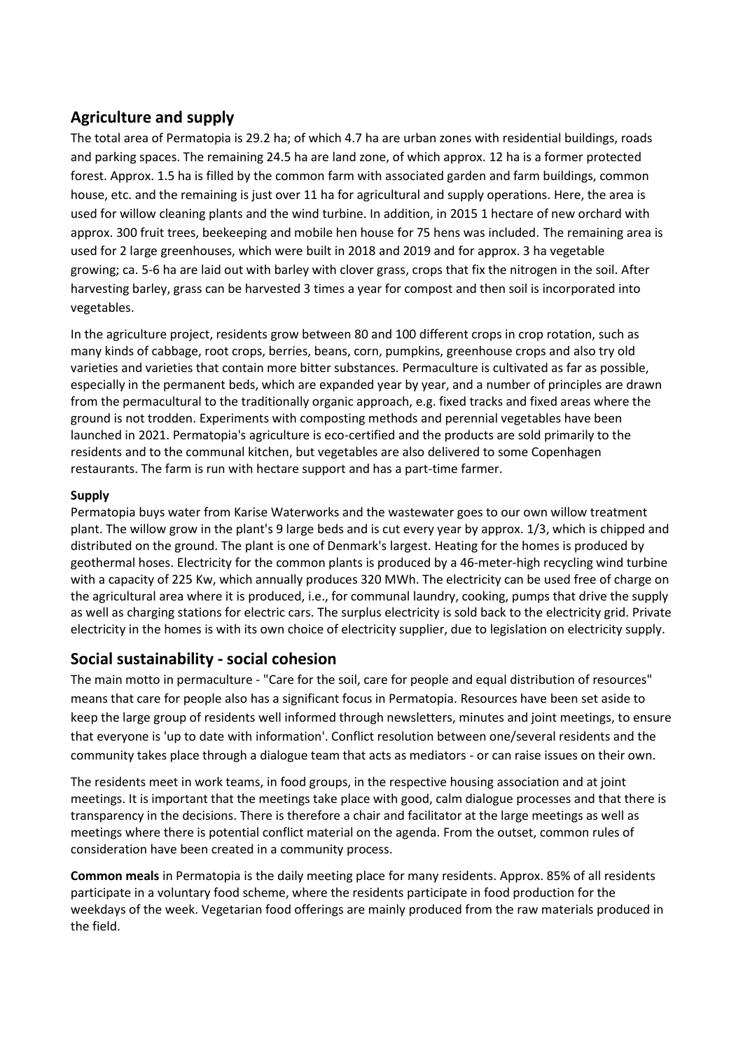## Agriculture and supply

The total area of Permatopia is 29.2 ha; of which 4.7 ha are urban zones with residential buildings, roads and parking spaces. The remaining 24.5 ha are land zone, of which approx. 12 ha is a former protected forest. Approx. 1.5 ha is filled by the common farm with associated garden and farm buildings, common house, etc. and the remaining is just over 11 ha for agricultural and supply operations. Here, the area is used for willow cleaning plants and the wind turbine. In addition, in 2015 1 hectare of new orchard with approx. 300 fruit trees, beekeeping and mobile hen house for 75 hens was included. The remaining area is used for 2 large greenhouses, which were built in 2018 and 2019 and for approx. 3 ha vegetable growing; ca. 5-6 ha are laid out with barley with clover grass, crops that fix the nitrogen in the soil. After harvesting barley, grass can be harvested 3 times a year for compost and then soil is incorporated into vegetables.

In the agriculture project, residents grow between 80 and 100 different crops in crop rotation, such as many kinds of cabbage, root crops, berries, beans, corn, pumpkins, greenhouse crops and also try old varieties and varieties that contain more bitter substances. Permaculture is cultivated as far as possible, especially in the permanent beds, which are expanded year by year, and a number of principles are drawn from the permacultural to the traditionally organic approach, e.g. fixed tracks and fixed areas where the ground is not trodden. Experiments with composting methods and perennial vegetables have been launched in 2021. Permatopia's agriculture is eco-certified and the products are sold primarily to the residents and to the communal kitchen, but vegetables are also delivered to some Copenhagen restaurants. The farm is run with hectare support and has a part-time farmer.

**Supply**

Permatopia buys water from Karise Waterworks and the wastewater goes to our own willow treatment plant. The willow grow in the plant's 9 large beds and is cut every year by approx. 1/3, which is chipped and distributed on the ground. The plant is one of Denmark's largest. Heating for the homes is produced by geothermal hoses. Electricity for the common plants is produced by a 46-meter-high recycling wind turbine with a capacity of 225 Kw, which annually produces 320 MWh. The electricity can be used free of charge on the agricultural area where it is produced, i.e., for communal laundry, cooking, pumps that drive the supply as well as charging stations for electric cars. The surplus electricity is sold back to the electricity grid. Private electricity in the homes is with its own choice of electricity supplier, due to legislation on electricity supply.

## Social sustainability - social cohesion

The main motto in permaculture - "Care for the soil, care for people and equal distribution of resources" means that care for people also has a significant focus in Permatopia. Resources have been set aside to keep the large group of residents well informed through newsletters, minutes and joint meetings, to ensure that everyone is 'up to date with information'. Conflict resolution between one/several residents and the community takes place through a dialogue team that acts as mediators - or can raise issues on their own.

The residents meet in work teams, in food groups, in the respective housing association and at joint meetings. It is important that the meetings take place with good, calm dialogue processes and that there is transparency in the decisions. There is therefore a chair and facilitator at the large meetings as well as meetings where there is potential conflict material on the agenda. From the outset, common rules of consideration have been created in a community process.

**Common meals** in Permatopia is the daily meeting place for many residents. Approx. 85% of all residents participate in a voluntary food scheme, where the residents participate in food production for the weekdays of the week. Vegetarian food offerings are mainly produced from the raw materials produced in the field.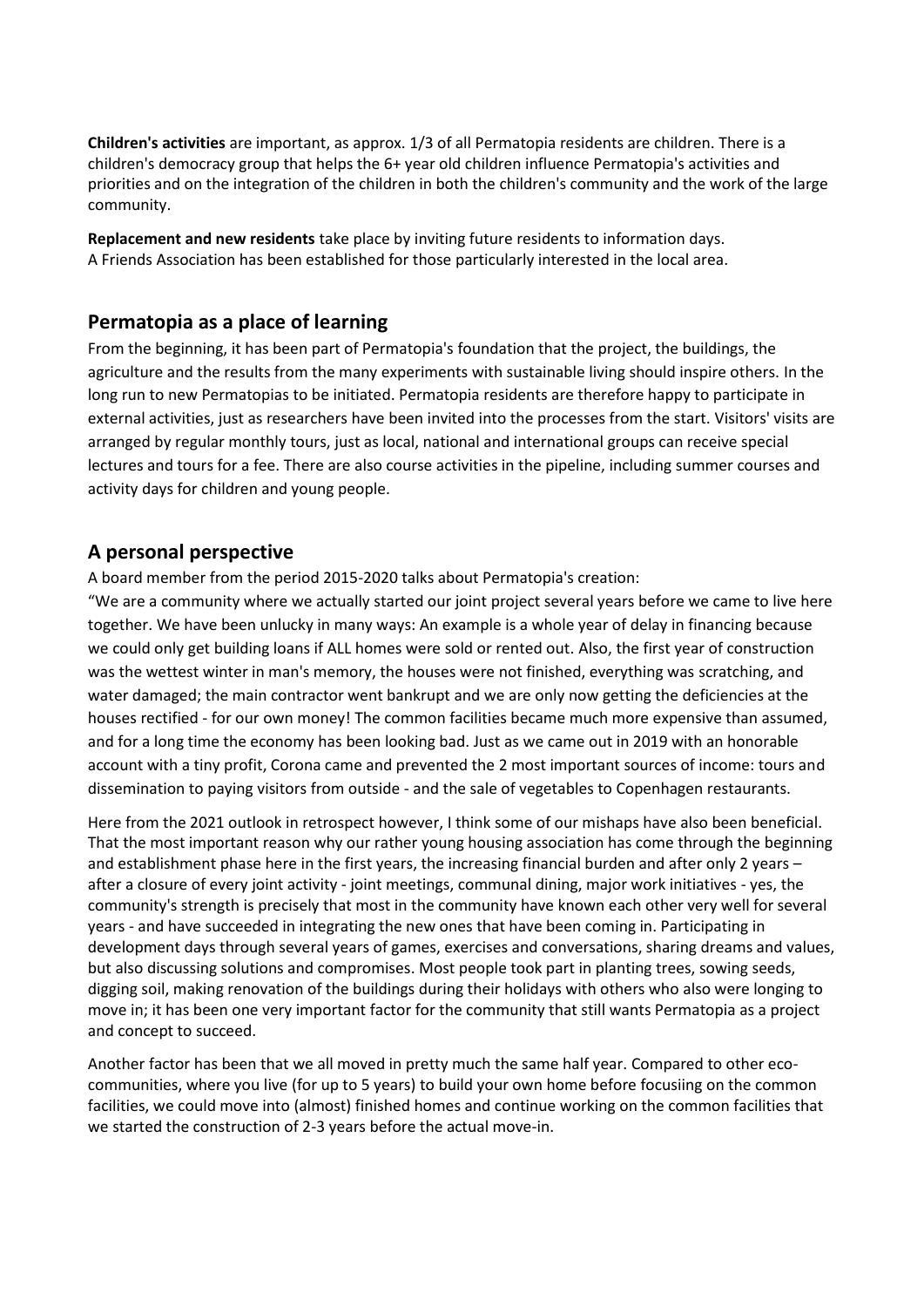**Children's activities** are important, as approx. 1/3 of all Permatopia residents are children. There is a children's democracy group that helps the 6+ year old children influence Permatopia's activities and priorities and on the integration of the children in both the children's community and the work of the large community.

**Replacement and new residents** take place by inviting future residents to information days.
A Friends Association has been established for those particularly interested in the local area.

## Permatopia as a place of learning

From the beginning, it has been part of Permatopia's foundation that the project, the buildings, the agriculture and the results from the many experiments with sustainable living should inspire others. In the long run to new Permatopias to be initiated. Permatopia residents are therefore happy to participate in external activities, just as researchers have been invited into the processes from the start. Visitors' visits are arranged by regular monthly tours, just as local, national and international groups can receive special lectures and tours for a fee. There are also course activities in the pipeline, including summer courses and activity days for children and young people.

## A personal perspective

A board member from the period 2015-2020 talks about Permatopia's creation:
"We are a community where we actually started our joint project several years before we came to live here together. We have been unlucky in many ways: An example is a whole year of delay in financing because we could only get building loans if ALL homes were sold or rented out. Also, the first year of construction was the wettest winter in man's memory, the houses were not finished, everything was scratching, and water damaged; the main contractor went bankrupt and we are only now getting the deficiencies at the houses rectified - for our own money! The common facilities became much more expensive than assumed, and for a long time the economy has been looking bad. Just as we came out in 2019 with an honorable account with a tiny profit, Corona came and prevented the 2 most important sources of income: tours and dissemination to paying visitors from outside - and the sale of vegetables to Copenhagen restaurants.

Here from the 2021 outlook in retrospect however, I think some of our mishaps have also been beneficial. That the most important reason why our rather young housing association has come through the beginning and establishment phase here in the first years, the increasing financial burden and after only 2 years – after a closure of every joint activity - joint meetings, communal dining, major work initiatives - yes, the community's strength is precisely that most in the community have known each other very well for several years - and have succeeded in integrating the new ones that have been coming in. Participating in development days through several years of games, exercises and conversations, sharing dreams and values, but also discussing solutions and compromises. Most people took part in planting trees, sowing seeds, digging soil, making renovation of the buildings during their holidays with others who also were longing to move in; it has been one very important factor for the community that still wants Permatopia as a project and concept to succeed.

Another factor has been that we all moved in pretty much the same half year. Compared to other eco-communities, where you live (for up to 5 years) to build your own home before focusiing on the common facilities, we could move into (almost) finished homes and continue working on the common facilities that we started the construction of 2-3 years before the actual move-in.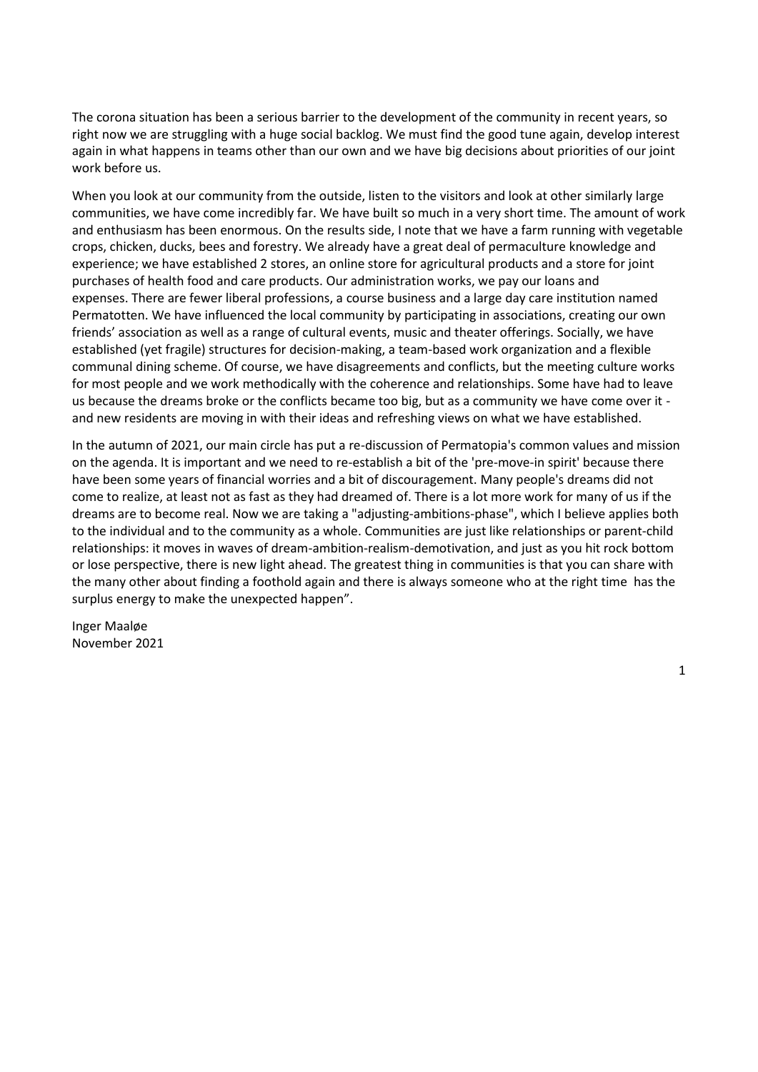The corona situation has been a serious barrier to the development of the community in recent years, so right now we are struggling with a huge social backlog. We must find the good tune again, develop interest again in what happens in teams other than our own and we have big decisions about priorities of our joint work before us.

When you look at our community from the outside, listen to the visitors and look at other similarly large communities, we have come incredibly far. We have built so much in a very short time. The amount of work and enthusiasm has been enormous. On the results side, I note that we have a farm running with vegetable crops, chicken, ducks, bees and forestry. We already have a great deal of permaculture knowledge and experience; we have established 2 stores, an online store for agricultural products and a store for joint purchases of health food and care products. Our administration works, we pay our loans and expenses. There are fewer liberal professions, a course business and a large day care institution named Permatotten. We have influenced the local community by participating in associations, creating our own friends' association as well as a range of cultural events, music and theater offerings. Socially, we have established (yet fragile) structures for decision-making, a team-based work organization and a flexible communal dining scheme. Of course, we have disagreements and conflicts, but the meeting culture works for most people and we work methodically with the coherence and relationships. Some have had to leave us because the dreams broke or the conflicts became too big, but as a community we have come over it - and new residents are moving in with their ideas and refreshing views on what we have established.

In the autumn of 2021, our main circle has put a re-discussion of Permatopia's common values and mission on the agenda. It is important and we need to re-establish a bit of the 'pre-move-in spirit' because there have been some years of financial worries and a bit of discouragement. Many people's dreams did not come to realize, at least not as fast as they had dreamed of. There is a lot more work for many of us if the dreams are to become real. Now we are taking a "adjusting-ambitions-phase", which I believe applies both to the individual and to the community as a whole. Communities are just like relationships or parent-child relationships: it moves in waves of dream-ambition-realism-demotivation, and just as you hit rock bottom or lose perspective, there is new light ahead. The greatest thing in communities is that you can share with the many other about finding a foothold again and there is always someone who at the right time has the surplus energy to make the unexpected happen".

Inger Maaløe
November 2021